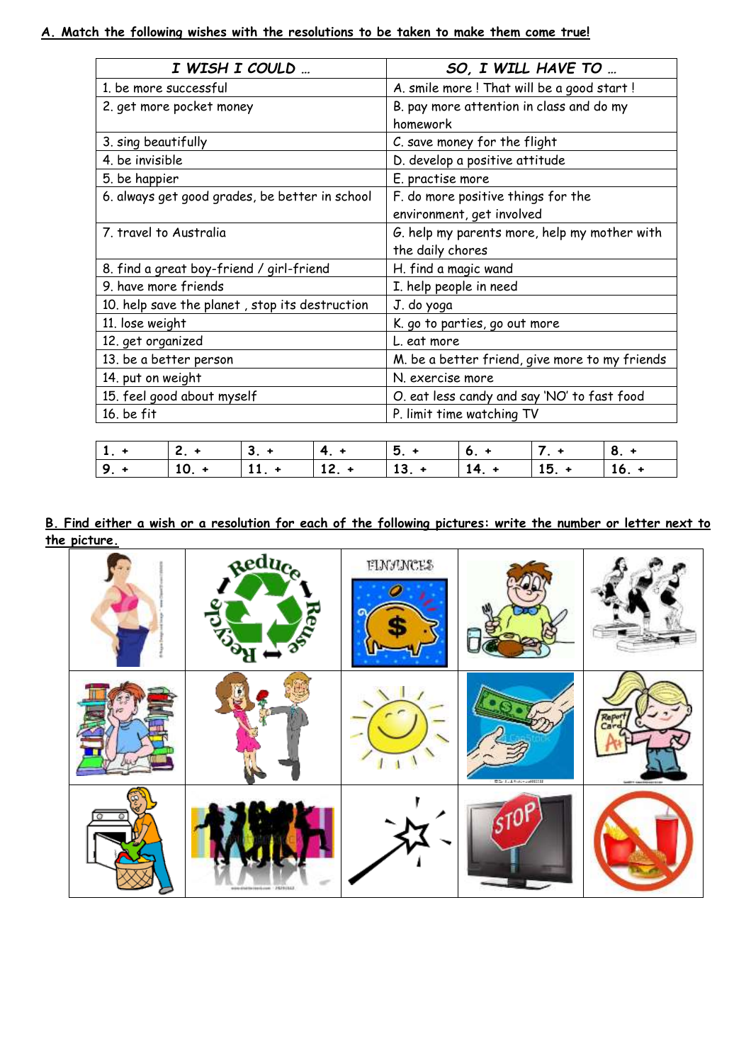**A. Match the following wishes with the resolutions to be taken to make them come true!**

| *I WISH I COULD …* | *SO, I WILL HAVE TO …* |
|---|---|
| 1. be more successful | A. smile more ! That will be a good start ! |
| 2. get more pocket money | B. pay more attention in class and do my homework |
| 3. sing beautifully | C. save money for the flight |
| 4. be invisible | D. develop a positive attitude |
| 5. be happier | E. practise more |
| 6. always get good grades, be better in school | F. do more positive things for the environment, get involved |
| 7. travel to Australia | G. help my parents more, help my mother with the daily chores |
| 8. find a great boy-friend / girl-friend | H. find a magic wand |
| 9. have more friends | I. help people in need |
| 10. help save the planet , stop its destruction | J. do yoga |
| 11. lose weight | K. go to parties, go out more |
| 12. get organized | L. eat more |
| 13. be a better person | M. be a better friend, give more to my friends |
| 14. put on weight | N. exercise more |
| 15. feel good about myself | O. eat less candy and say 'NO' to fast food |
| 16. be fit | P. limit time watching TV |

| | | | | | | | |
|---|---|---|---|---|---|---|---|
| 1. + | 2. + | 3. + | 4. + | 5. + | 6. + | 7. + | 8. + |
| 9. + | 10. + | 11. + | 12. + | 13. + | 14. + | 15. + | 16. + |

**B. Find either a wish or a resolution for each of the following pictures: write the number or letter next to the picture.**

| | | | | |
|---|---|---|---|---|
| | Reduce Reuse Recycle | FINANCES | | |
| | | | | Report Card A+ |
| | | | STOP | |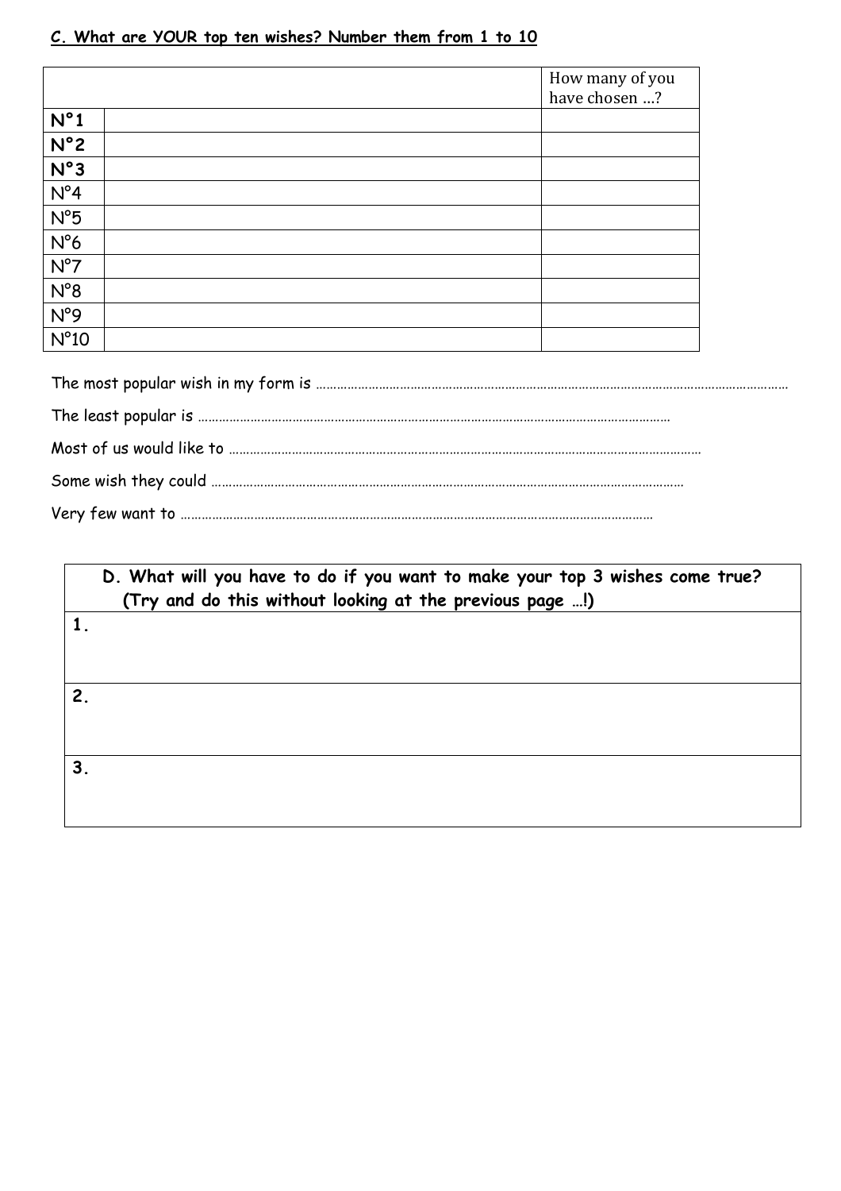## C. What are YOUR top ten wishes? Number them from 1 to 10

| | | How many of you have chosen …? |
|---|---|---|
| **N°1** | | |
| **N°2** | | |
| **N°3** | | |
| N°4 | | |
| N°5 | | |
| N°6 | | |
| N°7 | | |
| N°8 | | |
| N°9 | | |
| N°10 | | |

The most popular wish in my form is ……………………………………………………………………………………………………………………

The least popular is ……………………………………………………………………………………………………………

Most of us would like to ……………………………………………………………………………………………………………

Some wish they could ……………………………………………………………………………………………………………

Very few want to ……………………………………………………………………………………………………………

| **D. What will you have to do if you want to make your top 3 wishes come true? (Try and do this without looking at the previous page …!)** |
|---|
| **1.** |
| **2.** |
| **3.** |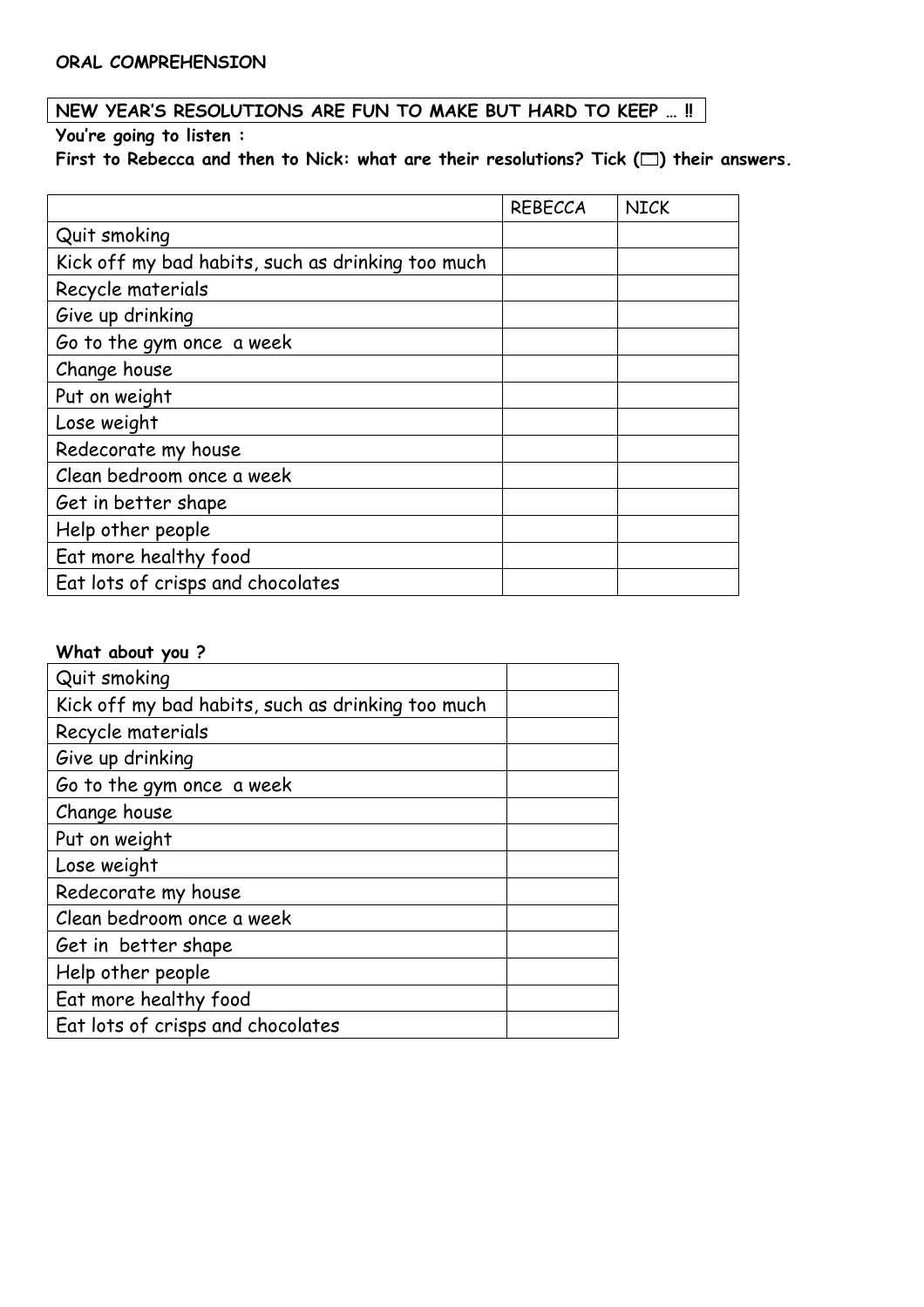**ORAL COMPREHENSION**

**NEW YEAR'S RESOLUTIONS ARE FUN TO MAKE BUT HARD TO KEEP … ‼**

**You're going to listen :**

**First to Rebecca and then to Nick: what are their resolutions? Tick (☐) their answers.**

| | REBECCA | NICK |
|---|---|---|
| Quit smoking | | |
| Kick off my bad habits, such as drinking too much | | |
| Recycle materials | | |
| Give up drinking | | |
| Go to the gym once a week | | |
| Change house | | |
| Put on weight | | |
| Lose weight | | |
| Redecorate my house | | |
| Clean bedroom once a week | | |
| Get in better shape | | |
| Help other people | | |
| Eat more healthy food | | |
| Eat lots of crisps and chocolates | | |

**What about you ?**

| | |
|---|---|
| Quit smoking | |
| Kick off my bad habits, such as drinking too much | |
| Recycle materials | |
| Give up drinking | |
| Go to the gym once a week | |
| Change house | |
| Put on weight | |
| Lose weight | |
| Redecorate my house | |
| Clean bedroom once a week | |
| Get in better shape | |
| Help other people | |
| Eat more healthy food | |
| Eat lots of crisps and chocolates | |